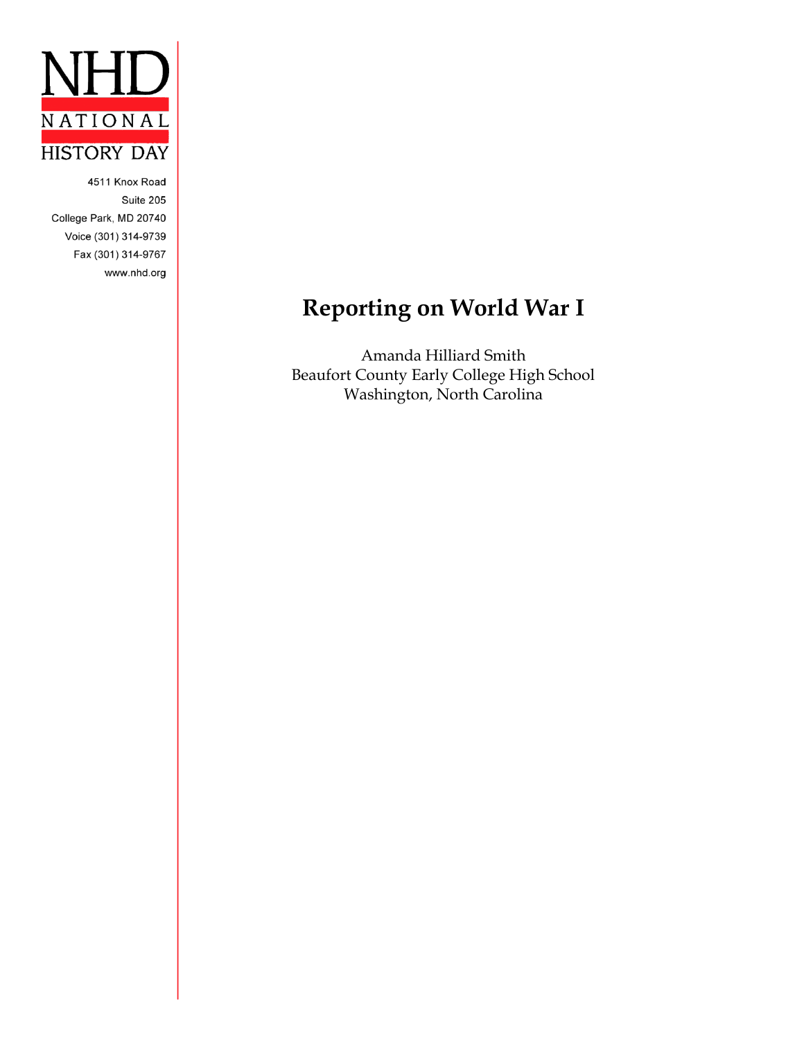NHD
NATIONAL
HISTORY DAY

4511 Knox Road
Suite 205
College Park, MD 20740
Voice (301) 314-9739
Fax (301) 314-9767
www.nhd.org

# Reporting on World War I

Amanda Hilliard Smith
Beaufort County Early College High School
Washington, North Carolina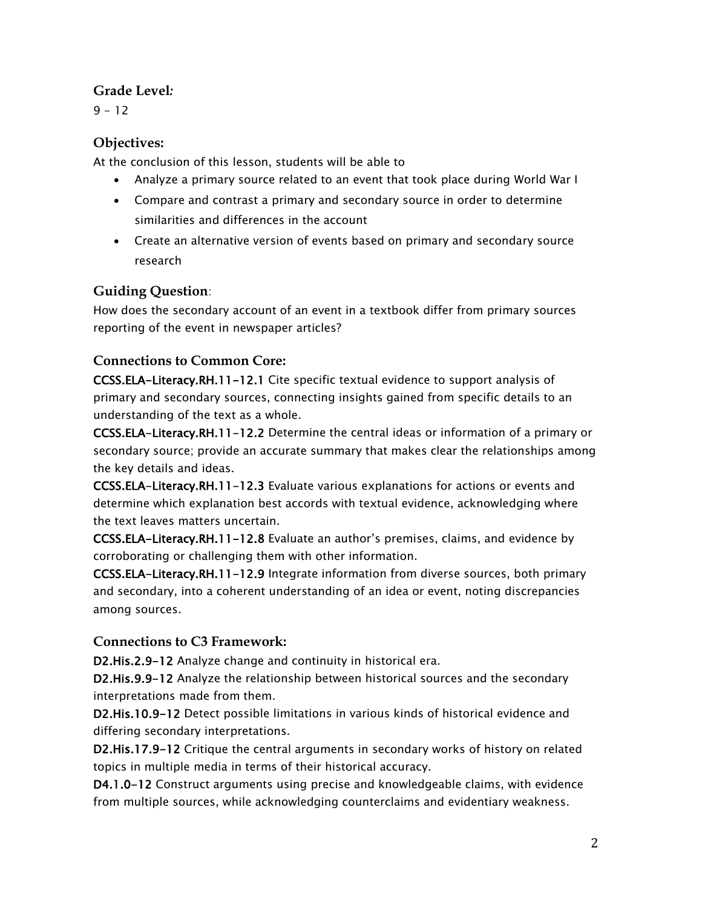### Grade Level:

9 – 12

### Objectives:

At the conclusion of this lesson, students will be able to

- Analyze a primary source related to an event that took place during World War I
- Compare and contrast a primary and secondary source in order to determine similarities and differences in the account
- Create an alternative version of events based on primary and secondary source research

### Guiding Question:

How does the secondary account of an event in a textbook differ from primary sources reporting of the event in newspaper articles?

### Connections to Common Core:

**CCSS.ELA-Literacy.RH.11-12.1** Cite specific textual evidence to support analysis of primary and secondary sources, connecting insights gained from specific details to an understanding of the text as a whole.

**CCSS.ELA-Literacy.RH.11-12.2** Determine the central ideas or information of a primary or secondary source; provide an accurate summary that makes clear the relationships among the key details and ideas.

**CCSS.ELA-Literacy.RH.11-12.3** Evaluate various explanations for actions or events and determine which explanation best accords with textual evidence, acknowledging where the text leaves matters uncertain.

**CCSS.ELA-Literacy.RH.11-12.8** Evaluate an author's premises, claims, and evidence by corroborating or challenging them with other information.

**CCSS.ELA-Literacy.RH.11-12.9** Integrate information from diverse sources, both primary and secondary, into a coherent understanding of an idea or event, noting discrepancies among sources.

### Connections to C3 Framework:

**D2.His.2.9-12** Analyze change and continuity in historical era.

**D2.His.9.9-12** Analyze the relationship between historical sources and the secondary interpretations made from them.

**D2.His.10.9-12** Detect possible limitations in various kinds of historical evidence and differing secondary interpretations.

**D2.His.17.9-12** Critique the central arguments in secondary works of history on related topics in multiple media in terms of their historical accuracy.

**D4.1.0-12** Construct arguments using precise and knowledgeable claims, with evidence from multiple sources, while acknowledging counterclaims and evidentiary weakness.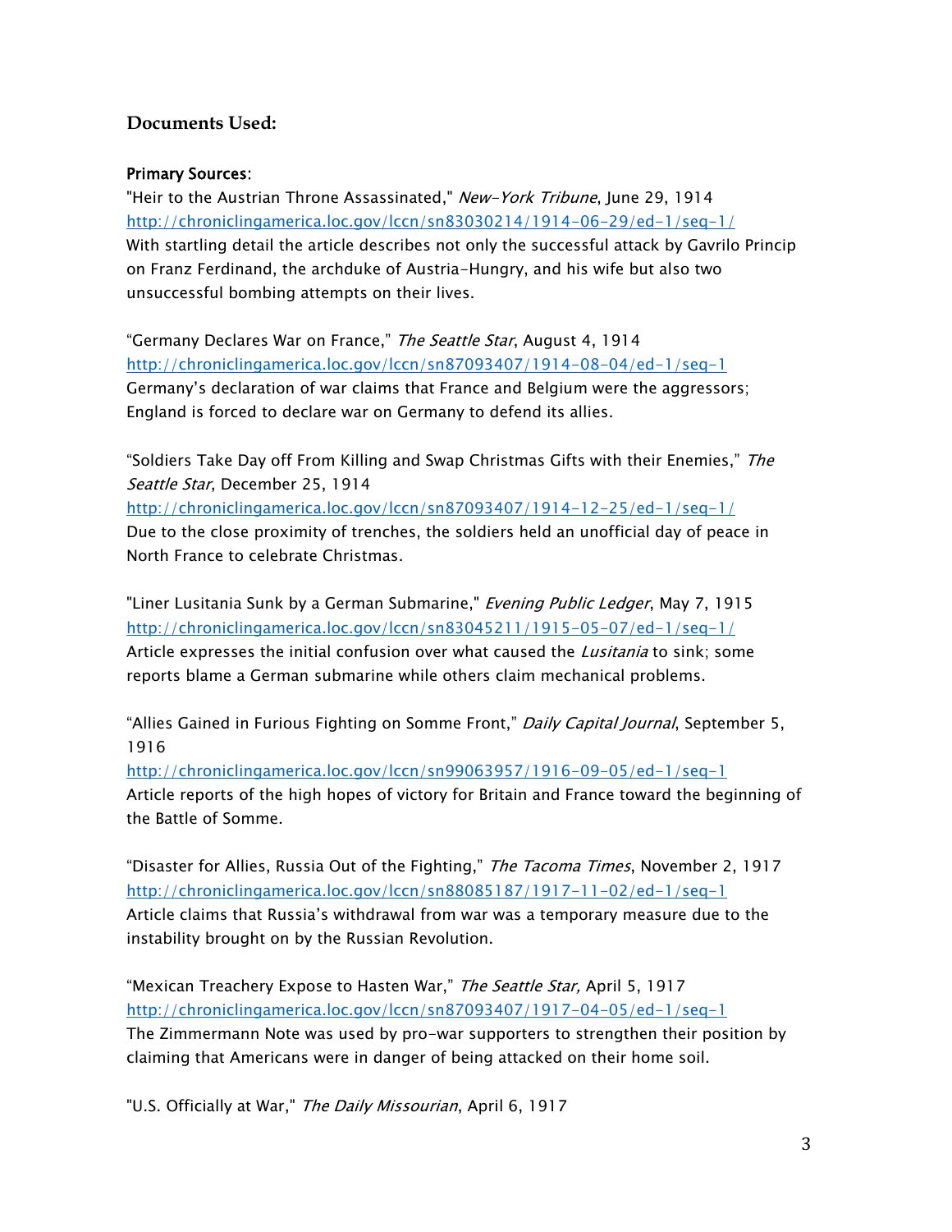## Documents Used:

**Primary Sources**:

"Heir to the Austrian Throne Assassinated," *New-York Tribune*, June 29, 1914
http://chroniclingamerica.loc.gov/lccn/sn83030214/1914-06-29/ed-1/seq-1/
With startling detail the article describes not only the successful attack by Gavrilo Princip on Franz Ferdinand, the archduke of Austria-Hungry, and his wife but also two unsuccessful bombing attempts on their lives.

"Germany Declares War on France," *The Seattle Star*, August 4, 1914
http://chroniclingamerica.loc.gov/lccn/sn87093407/1914-08-04/ed-1/seq-1
Germany's declaration of war claims that France and Belgium were the aggressors; England is forced to declare war on Germany to defend its allies.

"Soldiers Take Day off From Killing and Swap Christmas Gifts with their Enemies," *The Seattle Star*, December 25, 1914
http://chroniclingamerica.loc.gov/lccn/sn87093407/1914-12-25/ed-1/seq-1/
Due to the close proximity of trenches, the soldiers held an unofficial day of peace in North France to celebrate Christmas.

"Liner Lusitania Sunk by a German Submarine," *Evening Public Ledger*, May 7, 1915
http://chroniclingamerica.loc.gov/lccn/sn83045211/1915-05-07/ed-1/seq-1/
Article expresses the initial confusion over what caused the *Lusitania* to sink; some reports blame a German submarine while others claim mechanical problems.

"Allies Gained in Furious Fighting on Somme Front," *Daily Capital Journal*, September 5, 1916
http://chroniclingamerica.loc.gov/lccn/sn99063957/1916-09-05/ed-1/seq-1
Article reports of the high hopes of victory for Britain and France toward the beginning of the Battle of Somme.

"Disaster for Allies, Russia Out of the Fighting," *The Tacoma Times*, November 2, 1917
http://chroniclingamerica.loc.gov/lccn/sn88085187/1917-11-02/ed-1/seq-1
Article claims that Russia's withdrawal from war was a temporary measure due to the instability brought on by the Russian Revolution.

"Mexican Treachery Expose to Hasten War," *The Seattle Star,* April 5, 1917
http://chroniclingamerica.loc.gov/lccn/sn87093407/1917-04-05/ed-1/seq-1
The Zimmermann Note was used by pro-war supporters to strengthen their position by claiming that Americans were in danger of being attacked on their home soil.

"U.S. Officially at War," *The Daily Missourian*, April 6, 1917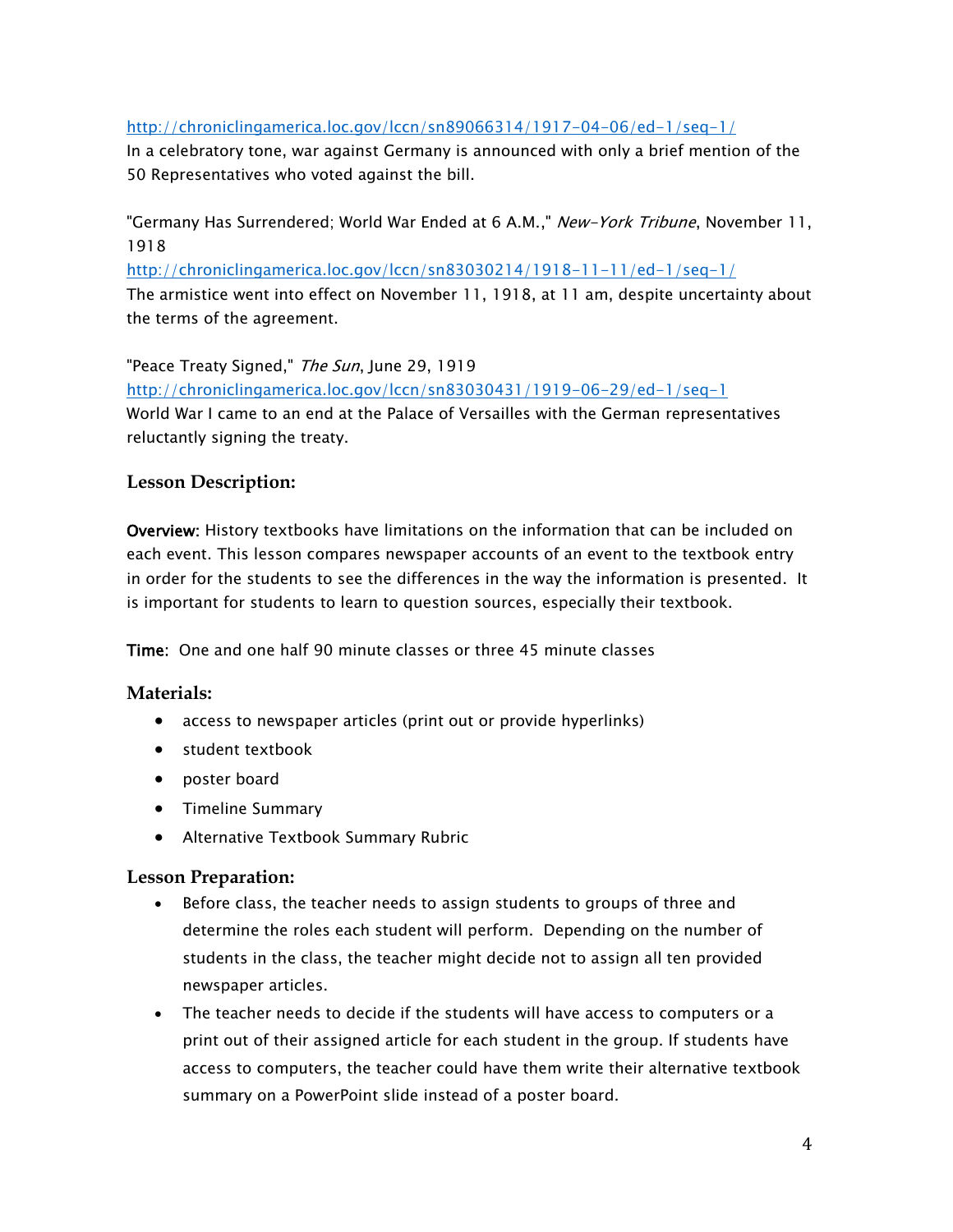http://chroniclingamerica.loc.gov/lccn/sn89066314/1917-04-06/ed-1/seq-1/
In a celebratory tone, war against Germany is announced with only a brief mention of the 50 Representatives who voted against the bill.

"Germany Has Surrendered; World War Ended at 6 A.M.," *New-York Tribune*, November 11, 1918
http://chroniclingamerica.loc.gov/lccn/sn83030214/1918-11-11/ed-1/seq-1/
The armistice went into effect on November 11, 1918, at 11 am, despite uncertainty about the terms of the agreement.

"Peace Treaty Signed," *The Sun*, June 29, 1919
http://chroniclingamerica.loc.gov/lccn/sn83030431/1919-06-29/ed-1/seq-1
World War I came to an end at the Palace of Versailles with the German representatives reluctantly signing the treaty.

## Lesson Description:

**Overview:** History textbooks have limitations on the information that can be included on each event. This lesson compares newspaper accounts of an event to the textbook entry in order for the students to see the differences in the way the information is presented. It is important for students to learn to question sources, especially their textbook.

**Time**: One and one half 90 minute classes or three 45 minute classes

## Materials:

- access to newspaper articles (print out or provide hyperlinks)
- student textbook
- poster board
- Timeline Summary
- Alternative Textbook Summary Rubric

## Lesson Preparation:

- Before class, the teacher needs to assign students to groups of three and determine the roles each student will perform. Depending on the number of students in the class, the teacher might decide not to assign all ten provided newspaper articles.
- The teacher needs to decide if the students will have access to computers or a print out of their assigned article for each student in the group. If students have access to computers, the teacher could have them write their alternative textbook summary on a PowerPoint slide instead of a poster board.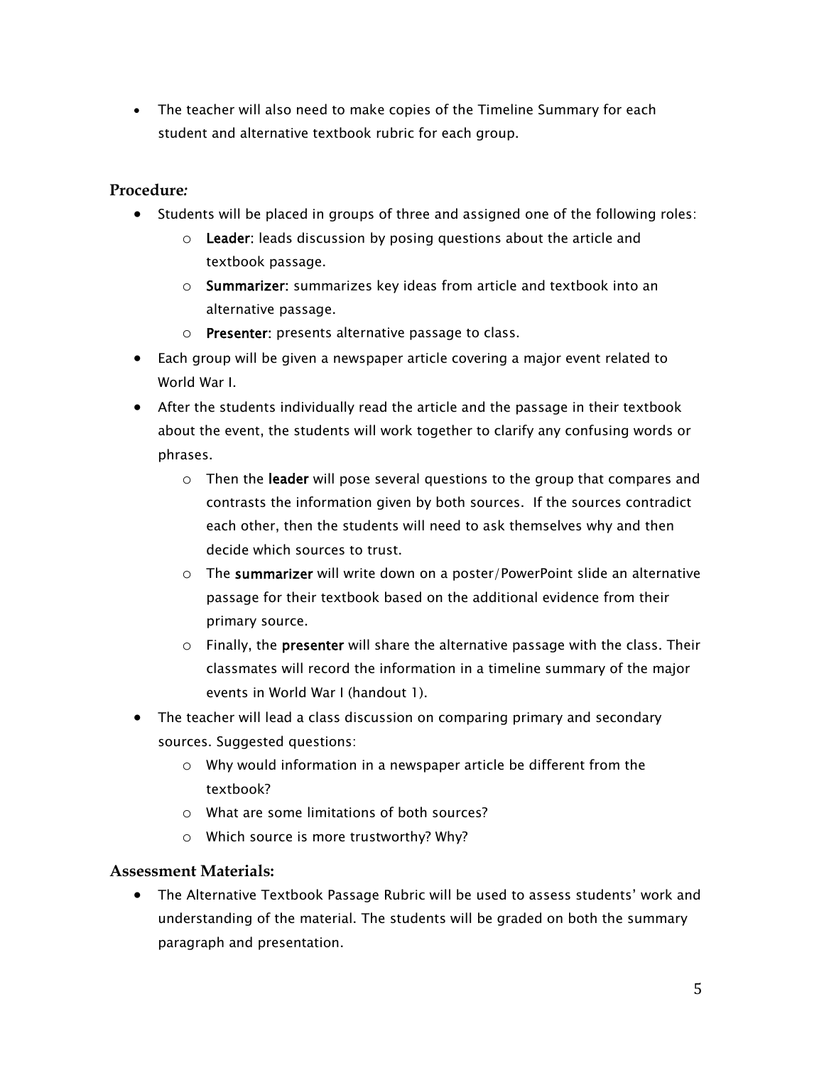- The teacher will also need to make copies of the Timeline Summary for each student and alternative textbook rubric for each group.

## Procedure*:*

- Students will be placed in groups of three and assigned one of the following roles:
    - **Leader**: leads discussion by posing questions about the article and textbook passage.
    - **Summarizer**: summarizes key ideas from article and textbook into an alternative passage.
    - **Presenter**: presents alternative passage to class.
- Each group will be given a newspaper article covering a major event related to World War I.
- After the students individually read the article and the passage in their textbook about the event, the students will work together to clarify any confusing words or phrases.
    - Then the **leader** will pose several questions to the group that compares and contrasts the information given by both sources. If the sources contradict each other, then the students will need to ask themselves why and then decide which sources to trust.
    - The **summarizer** will write down on a poster/PowerPoint slide an alternative passage for their textbook based on the additional evidence from their primary source.
    - Finally, the **presenter** will share the alternative passage with the class. Their classmates will record the information in a timeline summary of the major events in World War I (handout 1).
- The teacher will lead a class discussion on comparing primary and secondary sources. Suggested questions:
    - Why would information in a newspaper article be different from the textbook?
    - What are some limitations of both sources?
    - Which source is more trustworthy? Why?

## Assessment Materials:

- The Alternative Textbook Passage Rubric will be used to assess students' work and understanding of the material. The students will be graded on both the summary paragraph and presentation.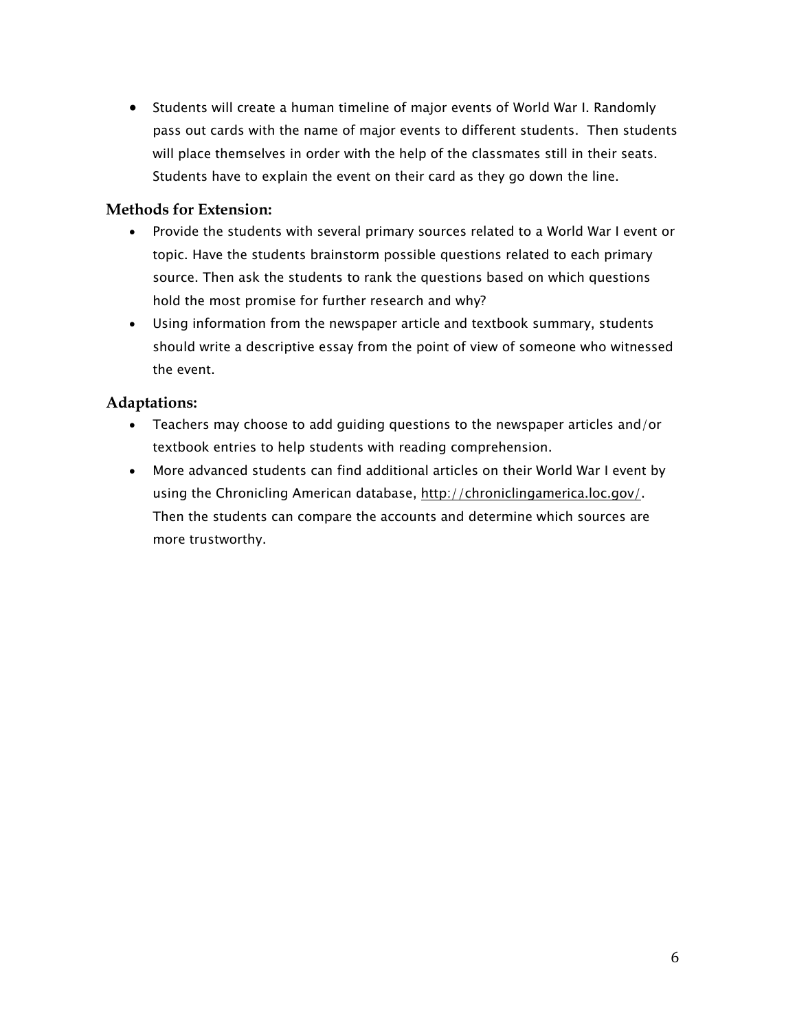- Students will create a human timeline of major events of World War I. Randomly pass out cards with the name of major events to different students. Then students will place themselves in order with the help of the classmates still in their seats. Students have to explain the event on their card as they go down the line.

### Methods for Extension:

- Provide the students with several primary sources related to a World War I event or topic. Have the students brainstorm possible questions related to each primary source. Then ask the students to rank the questions based on which questions hold the most promise for further research and why?
- Using information from the newspaper article and textbook summary, students should write a descriptive essay from the point of view of someone who witnessed the event.

### Adaptations:

- Teachers may choose to add guiding questions to the newspaper articles and/or textbook entries to help students with reading comprehension.
- More advanced students can find additional articles on their World War I event by using the Chronicling American database, http://chroniclingamerica.loc.gov/. Then the students can compare the accounts and determine which sources are more trustworthy.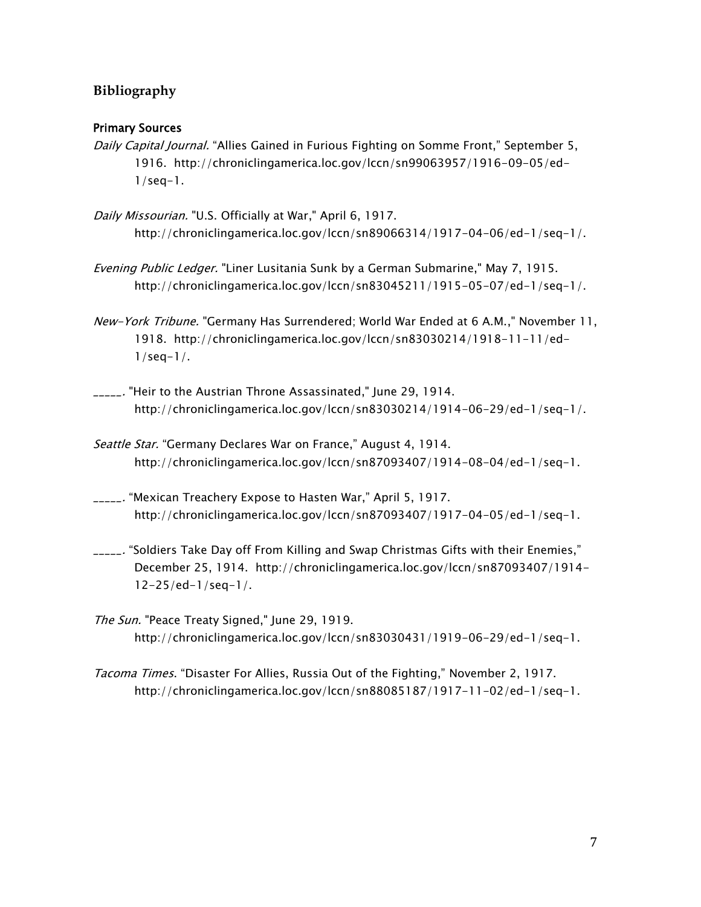## Bibliography

### Primary Sources

*Daily Capital Journal.* "Allies Gained in Furious Fighting on Somme Front," September 5, 1916. http://chroniclingamerica.loc.gov/lccn/sn99063957/1916-09-05/ed-1/seq-1.

*Daily Missourian.* "U.S. Officially at War," April 6, 1917. http://chroniclingamerica.loc.gov/lccn/sn89066314/1917-04-06/ed-1/seq-1/.

*Evening Public Ledger.* "Liner Lusitania Sunk by a German Submarine," May 7, 1915. http://chroniclingamerica.loc.gov/lccn/sn83045211/1915-05-07/ed-1/seq-1/.

*New-York Tribune.* "Germany Has Surrendered; World War Ended at 6 A.M.," November 11, 1918. http://chroniclingamerica.loc.gov/lccn/sn83030214/1918-11-11/ed-1/seq-1/.

_____. "Heir to the Austrian Throne Assassinated," June 29, 1914. http://chroniclingamerica.loc.gov/lccn/sn83030214/1914-06-29/ed-1/seq-1/.

*Seattle Star.* "Germany Declares War on France," August 4, 1914. http://chroniclingamerica.loc.gov/lccn/sn87093407/1914-08-04/ed-1/seq-1.

_____. "Mexican Treachery Expose to Hasten War," April 5, 1917. http://chroniclingamerica.loc.gov/lccn/sn87093407/1917-04-05/ed-1/seq-1.

_____. "Soldiers Take Day off From Killing and Swap Christmas Gifts with their Enemies," December 25, 1914. http://chroniclingamerica.loc.gov/lccn/sn87093407/1914-12-25/ed-1/seq-1/.

*The Sun.* "Peace Treaty Signed," June 29, 1919. http://chroniclingamerica.loc.gov/lccn/sn83030431/1919-06-29/ed-1/seq-1.

*Tacoma Times.* "Disaster For Allies, Russia Out of the Fighting," November 2, 1917. http://chroniclingamerica.loc.gov/lccn/sn88085187/1917-11-02/ed-1/seq-1.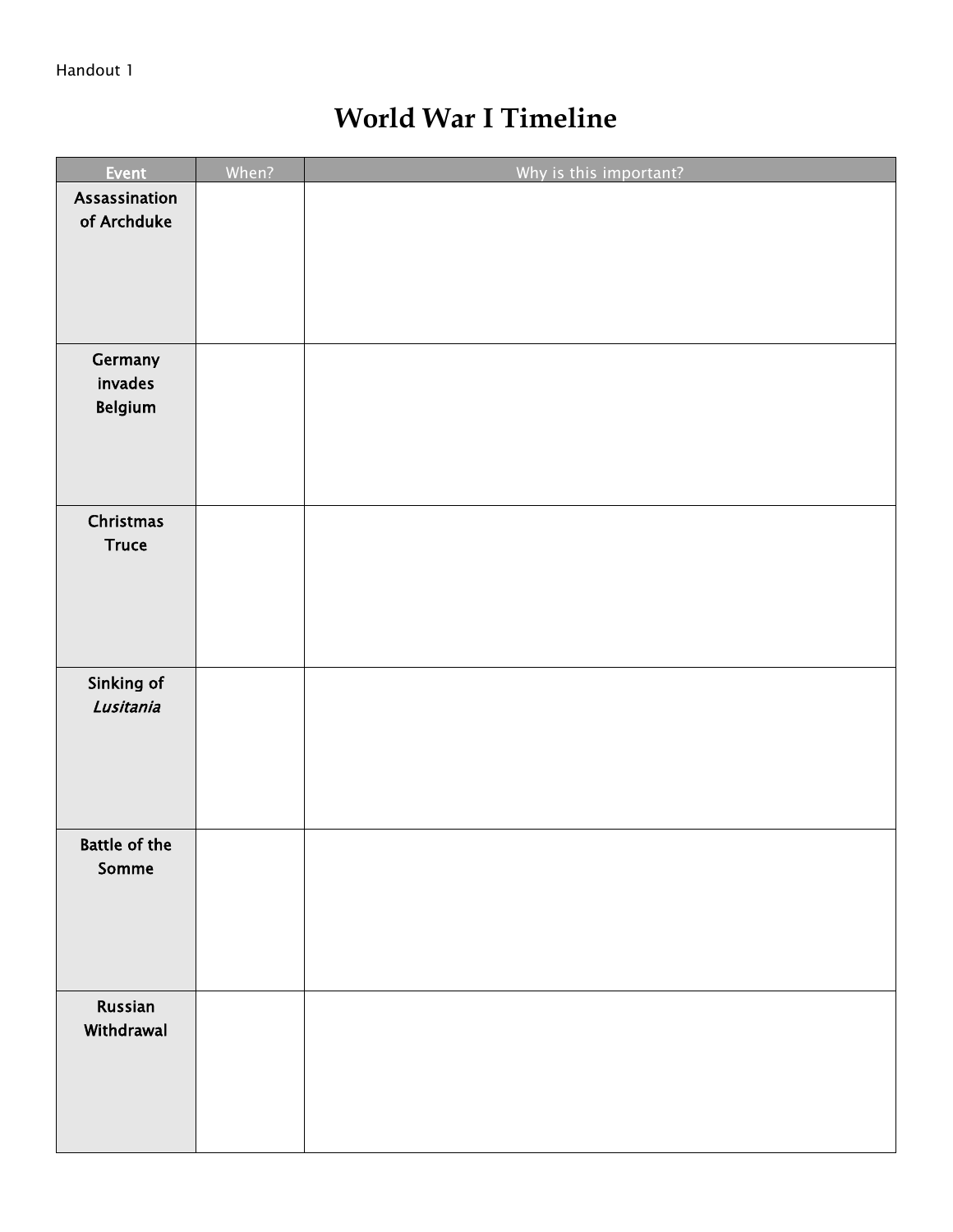Handout 1

# World War I Timeline

| Event | When? | Why is this important? |
| --- | --- | --- |
| **Assassination of Archduke** | | |
| **Germany invades Belgium** | | |
| **Christmas Truce** | | |
| **Sinking of *Lusitania*** | | |
| **Battle of the Somme** | | |
| **Russian Withdrawal** | | |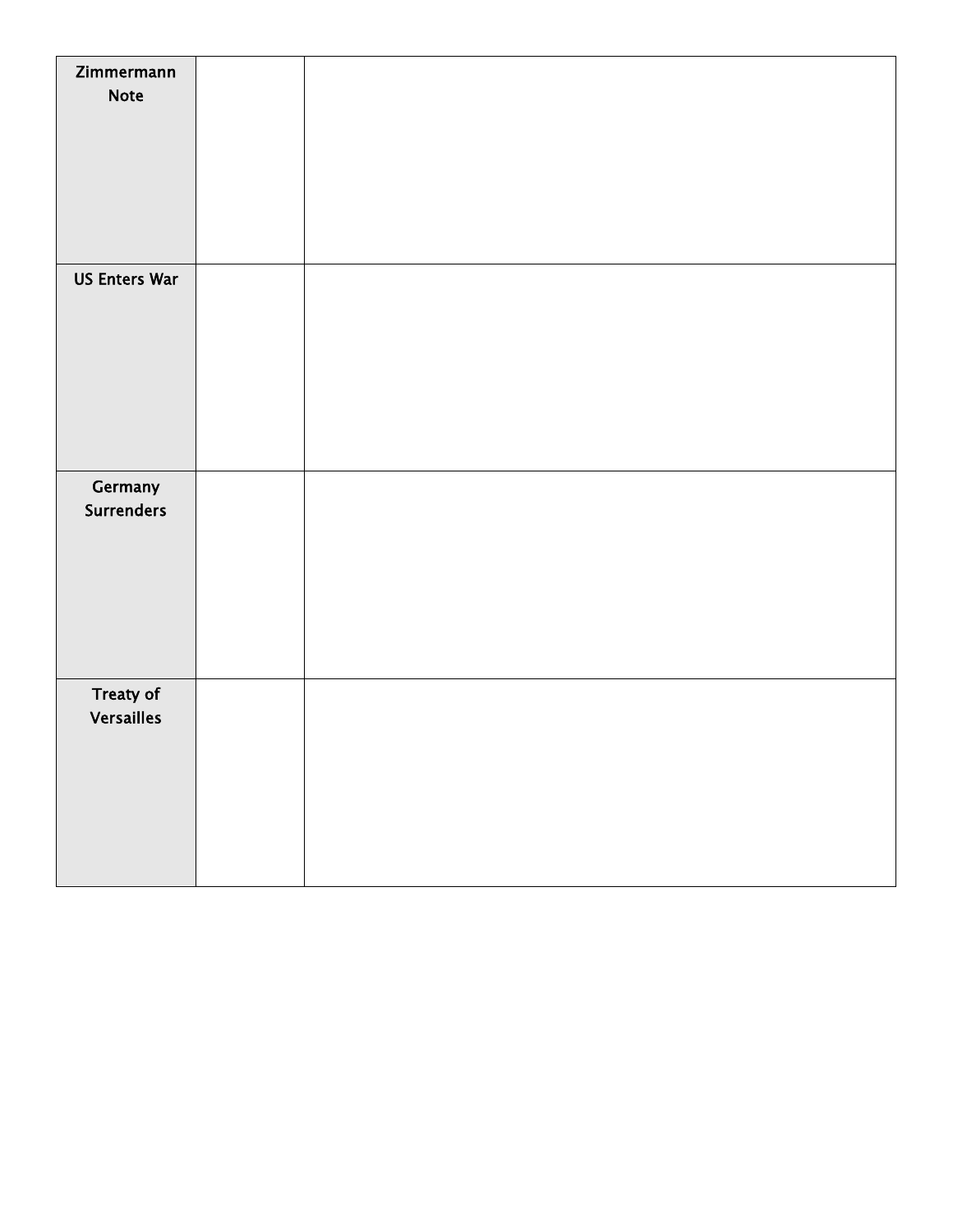| Zimmermann Note | | |
|---|---|---|
| US Enters War | | |
| Germany Surrenders | | |
| Treaty of Versailles | | |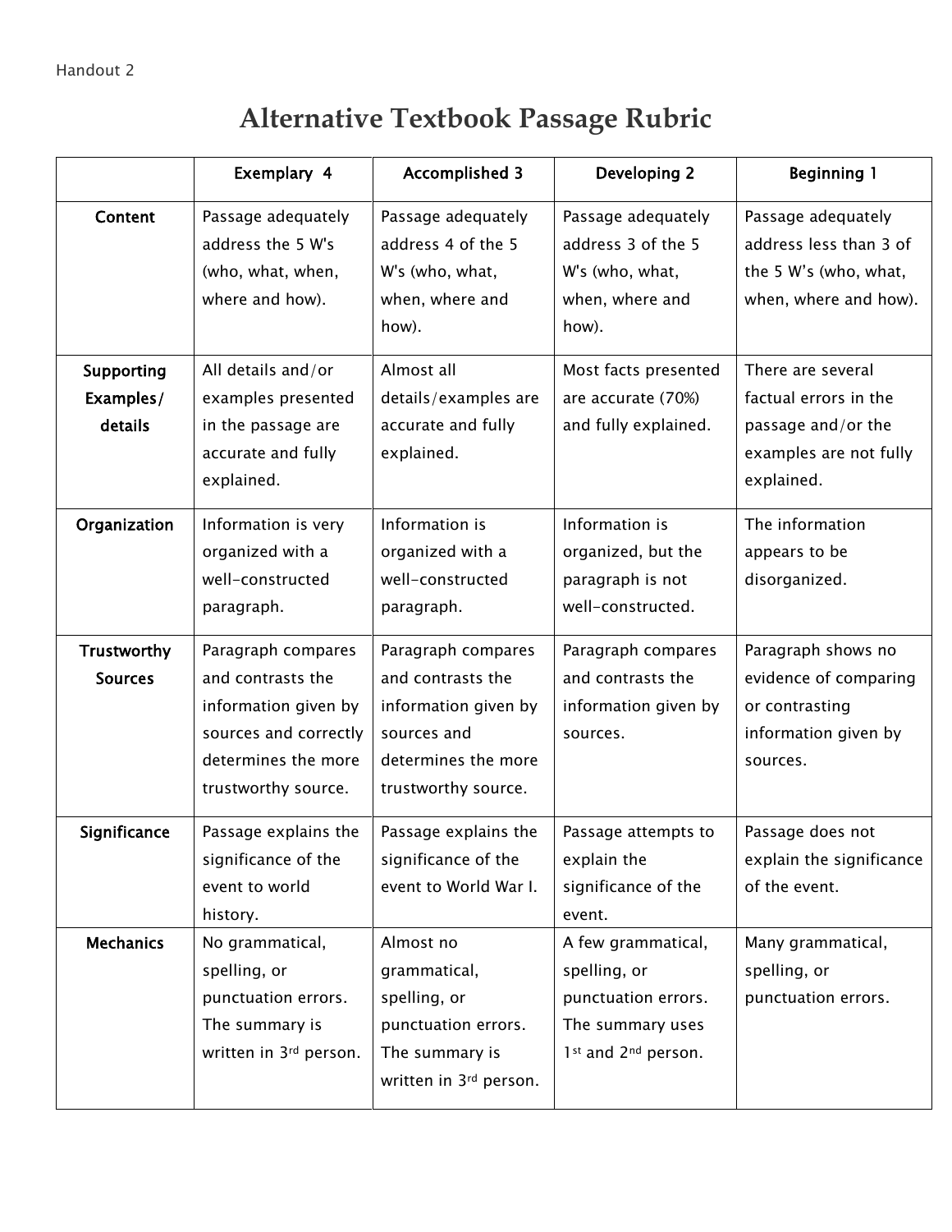Handout 2

# Alternative Textbook Passage Rubric

| | Exemplary 4 | Accomplished 3 | Developing 2 | Beginning 1 |
|---|---|---|---|---|
| **Content** | Passage adequately address the 5 W's (who, what, when, where and how). | Passage adequately address 4 of the 5 W's (who, what, when, where and how). | Passage adequately address 3 of the 5 W's (who, what, when, where and how). | Passage adequately address less than 3 of the 5 W's (who, what, when, where and how). |
| **Supporting Examples/ details** | All details and/or examples presented in the passage are accurate and fully explained. | Almost all details/examples are accurate and fully explained. | Most facts presented are accurate (70%) and fully explained. | There are several factual errors in the passage and/or the examples are not fully explained. |
| **Organization** | Information is very organized with a well-constructed paragraph. | Information is organized with a well-constructed paragraph. | Information is organized, but the paragraph is not well-constructed. | The information appears to be disorganized. |
| **Trustworthy Sources** | Paragraph compares and contrasts the information given by sources and correctly determines the more trustworthy source. | Paragraph compares and contrasts the information given by sources and determines the more trustworthy source. | Paragraph compares and contrasts the information given by sources. | Paragraph shows no evidence of comparing or contrasting information given by sources. |
| **Significance** | Passage explains the significance of the event to world history. | Passage explains the significance of the event to World War I. | Passage attempts to explain the significance of the event. | Passage does not explain the significance of the event. |
| **Mechanics** | No grammatical, spelling, or punctuation errors. The summary is written in 3rd person. | Almost no grammatical, spelling, or punctuation errors. The summary is written in 3rd person. | A few grammatical, spelling, or punctuation errors. The summary uses 1st and 2nd person. | Many grammatical, spelling, or punctuation errors. |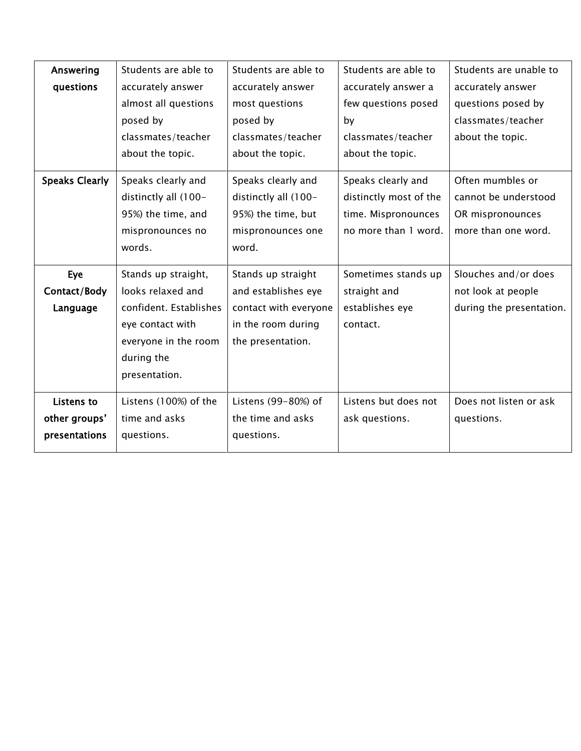| | | | | |
|---|---|---|---|---|
| **Answering questions** | Students are able to accurately answer almost all questions posed by classmates/teacher about the topic. | Students are able to accurately answer most questions posed by classmates/teacher about the topic. | Students are able to accurately answer a few questions posed by classmates/teacher about the topic. | Students are unable to accurately answer questions posed by classmates/teacher about the topic. |
| **Speaks Clearly** | Speaks clearly and distinctly all (100-95%) the time, and mispronounces no words. | Speaks clearly and distinctly all (100-95%) the time, but mispronounces one word. | Speaks clearly and distinctly most of the time. Mispronounces no more than 1 word. | Often mumbles or cannot be understood OR mispronounces more than one word. |
| **Eye Contact/Body Language** | Stands up straight, looks relaxed and confident. Establishes eye contact with everyone in the room during the presentation. | Stands up straight and establishes eye contact with everyone in the room during the presentation. | Sometimes stands up straight and establishes eye contact. | Slouches and/or does not look at people during the presentation. |
| **Listens to other groups' presentations** | Listens (100%) of the time and asks questions. | Listens (99-80%) of the time and asks questions. | Listens but does not ask questions. | Does not listen or ask questions. |